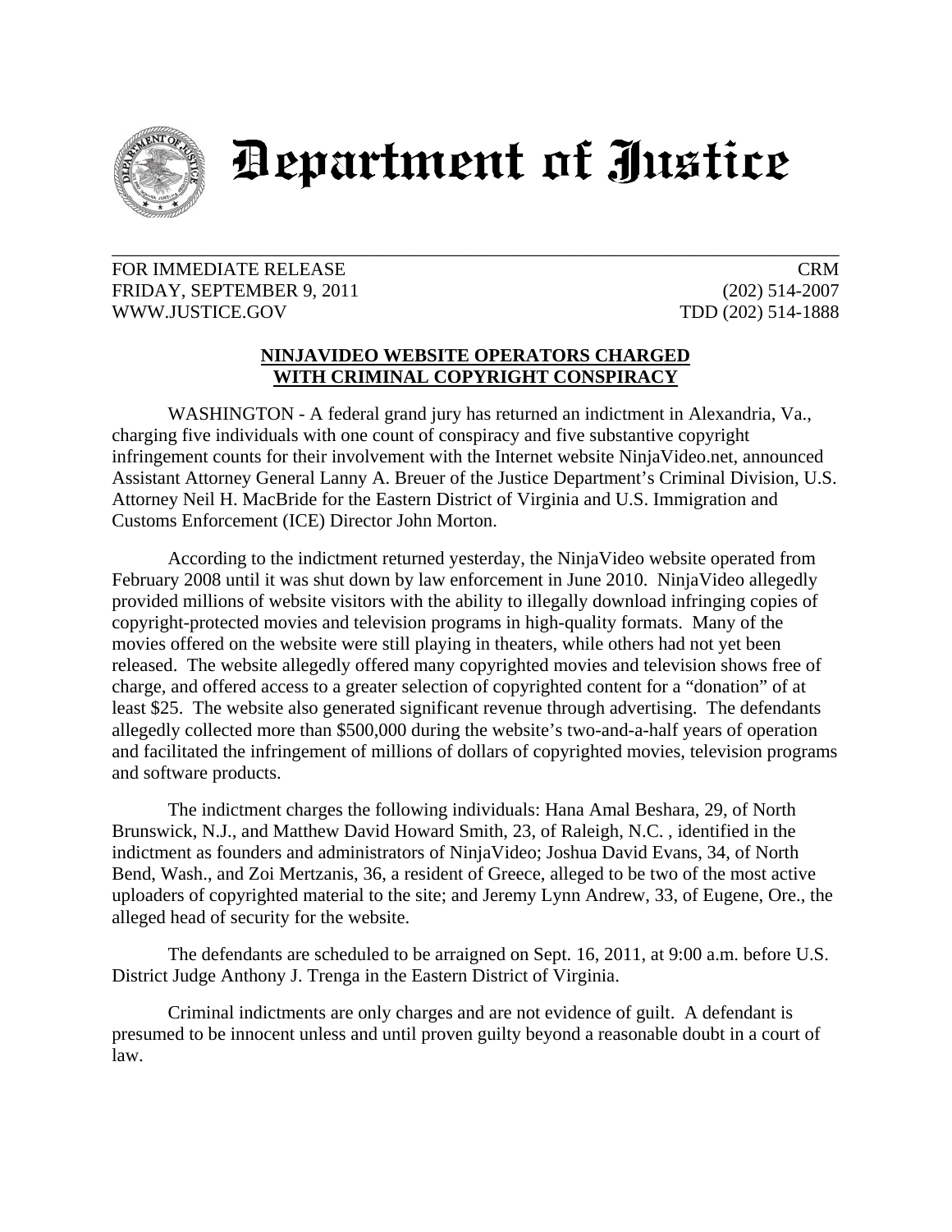# Department of Justice

---

FOR IMMEDIATE RELEASE
FRIDAY, SEPTEMBER 9, 2011
WWW.JUSTICE.GOV

CRM
(202) 514-2007
TDD (202) 514-1888

## NINJAVIDEO WEBSITE OPERATORS CHARGED WITH CRIMINAL COPYRIGHT CONSPIRACY

WASHINGTON - A federal grand jury has returned an indictment in Alexandria, Va., charging five individuals with one count of conspiracy and five substantive copyright infringement counts for their involvement with the Internet website NinjaVideo.net, announced Assistant Attorney General Lanny A. Breuer of the Justice Department's Criminal Division, U.S. Attorney Neil H. MacBride for the Eastern District of Virginia and U.S. Immigration and Customs Enforcement (ICE) Director John Morton.

According to the indictment returned yesterday, the NinjaVideo website operated from February 2008 until it was shut down by law enforcement in June 2010. NinjaVideo allegedly provided millions of website visitors with the ability to illegally download infringing copies of copyright-protected movies and television programs in high-quality formats. Many of the movies offered on the website were still playing in theaters, while others had not yet been released. The website allegedly offered many copyrighted movies and television shows free of charge, and offered access to a greater selection of copyrighted content for a "donation" of at least $25. The website also generated significant revenue through advertising. The defendants allegedly collected more than $500,000 during the website's two-and-a-half years of operation and facilitated the infringement of millions of dollars of copyrighted movies, television programs and software products.

The indictment charges the following individuals: Hana Amal Beshara, 29, of North Brunswick, N.J., and Matthew David Howard Smith, 23, of Raleigh, N.C. , identified in the indictment as founders and administrators of NinjaVideo; Joshua David Evans, 34, of North Bend, Wash., and Zoi Mertzanis, 36, a resident of Greece, alleged to be two of the most active uploaders of copyrighted material to the site; and Jeremy Lynn Andrew, 33, of Eugene, Ore., the alleged head of security for the website.

The defendants are scheduled to be arraigned on Sept. 16, 2011, at 9:00 a.m. before U.S. District Judge Anthony J. Trenga in the Eastern District of Virginia.

Criminal indictments are only charges and are not evidence of guilt. A defendant is presumed to be innocent unless and until proven guilty beyond a reasonable doubt in a court of law.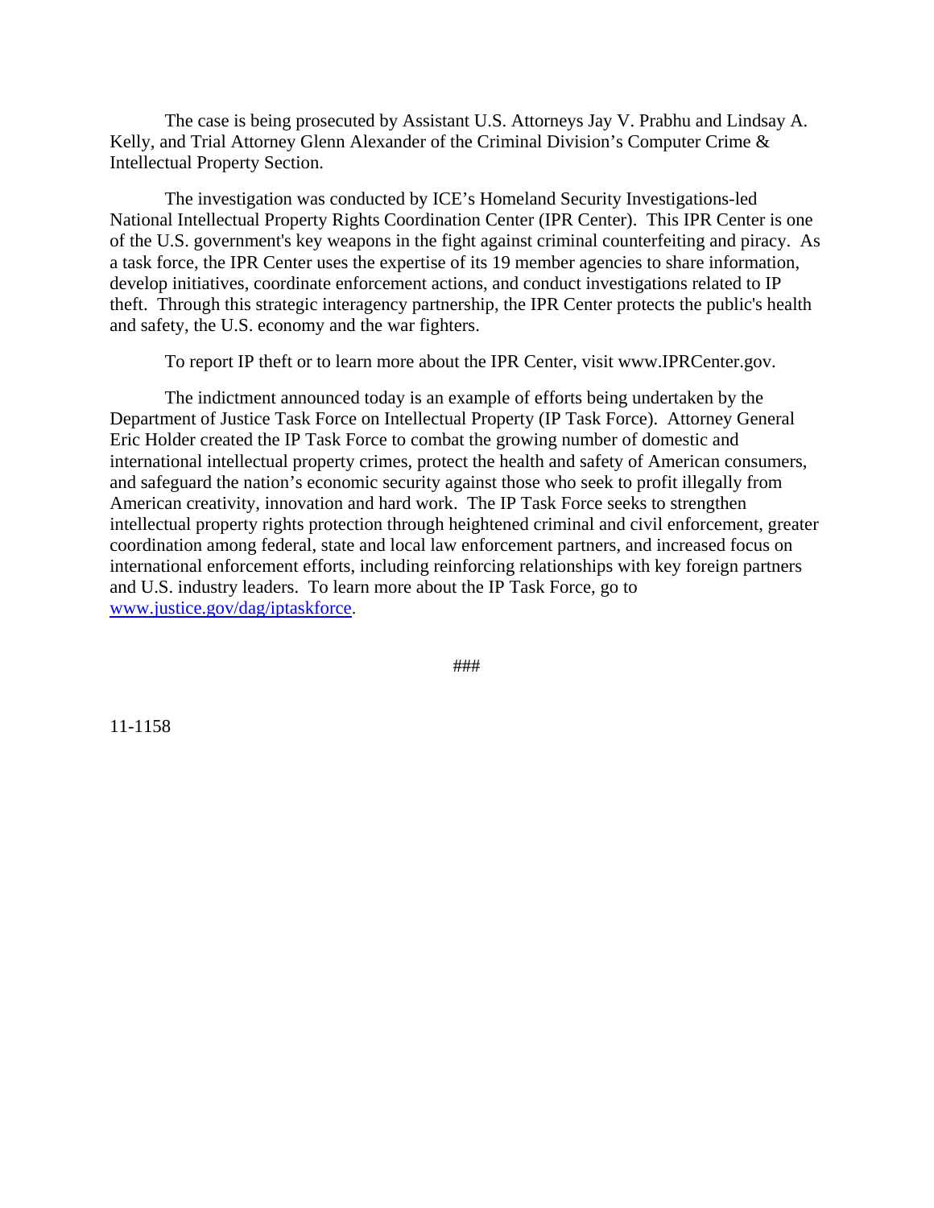The case is being prosecuted by Assistant U.S. Attorneys Jay V. Prabhu and Lindsay A. Kelly, and Trial Attorney Glenn Alexander of the Criminal Division's Computer Crime & Intellectual Property Section.

The investigation was conducted by ICE's Homeland Security Investigations-led National Intellectual Property Rights Coordination Center (IPR Center). This IPR Center is one of the U.S. government's key weapons in the fight against criminal counterfeiting and piracy. As a task force, the IPR Center uses the expertise of its 19 member agencies to share information, develop initiatives, coordinate enforcement actions, and conduct investigations related to IP theft. Through this strategic interagency partnership, the IPR Center protects the public's health and safety, the U.S. economy and the war fighters.

To report IP theft or to learn more about the IPR Center, visit www.IPRCenter.gov.

The indictment announced today is an example of efforts being undertaken by the Department of Justice Task Force on Intellectual Property (IP Task Force). Attorney General Eric Holder created the IP Task Force to combat the growing number of domestic and international intellectual property crimes, protect the health and safety of American consumers, and safeguard the nation's economic security against those who seek to profit illegally from American creativity, innovation and hard work. The IP Task Force seeks to strengthen intellectual property rights protection through heightened criminal and civil enforcement, greater coordination among federal, state and local law enforcement partners, and increased focus on international enforcement efforts, including reinforcing relationships with key foreign partners and U.S. industry leaders. To learn more about the IP Task Force, go to www.justice.gov/dag/iptaskforce.

###

11-1158